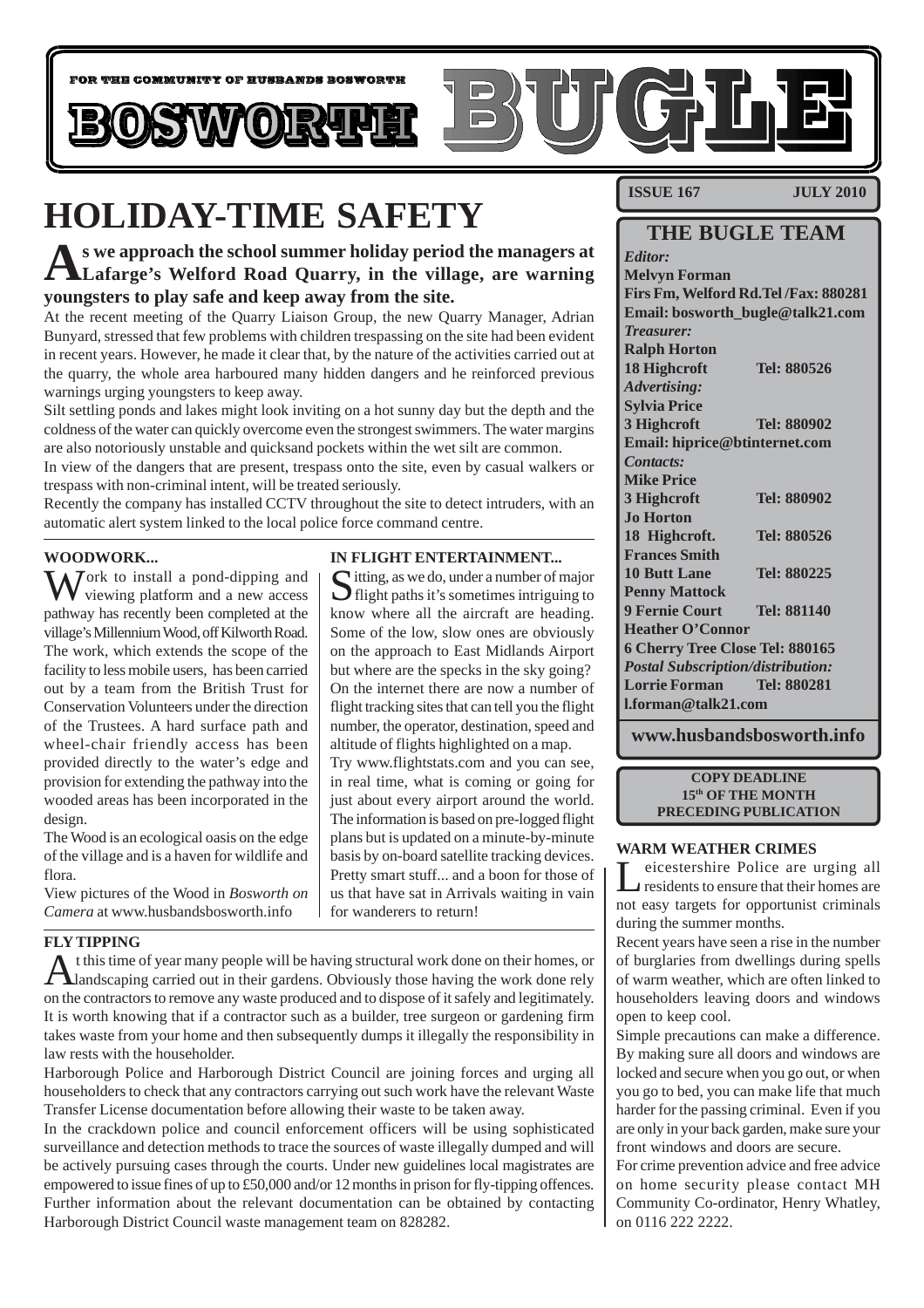FOR THE COMMUNITY OF HUSBANDS BOSWORTH

# BOSWORTH BUGLE

**ISSUE 167 JULY 2010**

# HOLIDAY-TIME SAFETY

**As we approach the school summer holiday period the managers at Lafarge's Welford Road Quarry, in the village, are warning youngsters to play safe and keep away from the site.**

At the recent meeting of the Quarry Liaison Group, the new Quarry Manager, Adrian Bunyard, stressed that few problems with children trespassing on the site had been evident in recent years. However, he made it clear that, by the nature of the activities carried out at the quarry, the whole area harboured many hidden dangers and he reinforced previous warnings urging youngsters to keep away.

Silt settling ponds and lakes might look inviting on a hot sunny day but the depth and the coldness of the water can quickly overcome even the strongest swimmers. The water margins are also notoriously unstable and quicksand pockets within the wet silt are common.

In view of the dangers that are present, trespass onto the site, even by casual walkers or trespass with non-criminal intent, will be treated seriously.

Recently the company has installed CCTV throughout the site to detect intruders, with an automatic alert system linked to the local police force command centre.

### WOODWORK...

Work to install a pond-dipping and viewing platform and a new access pathway has recently been completed at the village's Millennium Wood, off Kilworth Road. The work, which extends the scope of the facility to less mobile users, has been carried out by a team from the British Trust for Conservation Volunteers under the direction of the Trustees. A hard surface path and wheel-chair friendly access has been provided directly to the water's edge and provision for extending the pathway into the wooded areas has been incorporated in the design.

The Wood is an ecological oasis on the edge of the village and is a haven for wildlife and flora.

View pictures of the Wood in *Bosworth on Camera* at www.husbandsbosworth.info

### IN FLIGHT ENTERTAINMENT...

Sitting, as we do, under a number of major flight paths it's sometimes intriguing to know where all the aircraft are heading. Some of the low, slow ones are obviously on the approach to East Midlands Airport but where are the specks in the sky going? On the internet there are now a number of flight tracking sites that can tell you the flight number, the operator, destination, speed and altitude of flights highlighted on a map.

Try www.flightstats.com and you can see, in real time, what is coming or going for just about every airport around the world. The information is based on pre-logged flight plans but is updated on a minute-by-minute basis by on-board satellite tracking devices. Pretty smart stuff... and a boon for those of us that have sat in Arrivals waiting in vain for wanderers to return!

### FLY TIPPING

At this time of year many people will be having structural work done on their homes, or landscaping carried out in their gardens. Obviously those having the work done rely on the contractors to remove any waste produced and to dispose of it safely and legitimately. It is worth knowing that if a contractor such as a builder, tree surgeon or gardening firm takes waste from your home and then subsequently dumps it illegally the responsibility in law rests with the householder.

Harborough Police and Harborough District Council are joining forces and urging all householders to check that any contractors carrying out such work have the relevant Waste Transfer License documentation before allowing their waste to be taken away.

In the crackdown police and council enforcement officers will be using sophisticated surveillance and detection methods to trace the sources of waste illegally dumped and will be actively pursuing cases through the courts. Under new guidelines local magistrates are empowered to issue fines of up to £50,000 and/or 12 months in prison for fly-tipping offences. Further information about the relevant documentation can be obtained by contacting Harborough District Council waste management team on 828282.

## THE BUGLE TEAM

*Editor:*
**Melvyn Forman**
**Firs Fm, Welford Rd.Tel /Fax: 880281**
**Email: bosworth_bugle@talk21.com**
*Treasurer:*
**Ralph Horton**
**18 Highcroft Tel: 880526**
*Advertising:*
**Sylvia Price**
**3 Highcroft Tel: 880902**
**Email: hiprice@btinternet.com**
*Contacts:*
**Mike Price**
**3 Highcroft Tel: 880902**
**Jo Horton**
**18 Highcroft. Tel: 880526**
**Frances Smith**
**10 Butt Lane Tel: 880225**
**Penny Mattock**
**9 Fernie Court Tel: 881140**
**Heather O'Connor**
**6 Cherry Tree Close Tel: 880165**
*Postal Subscription/distribution:*
**Lorrie Forman Tel: 880281**
**l.forman@talk21.com**

**www.husbandsbosworth.info**

**COPY DEADLINE**
**15th OF THE MONTH**
**PRECEDING PUBLICATION**

### WARM WEATHER CRIMES

Leicestershire Police are urging all residents to ensure that their homes are not easy targets for opportunist criminals during the summer months.

Recent years have seen a rise in the number of burglaries from dwellings during spells of warm weather, which are often linked to householders leaving doors and windows open to keep cool.

Simple precautions can make a difference. By making sure all doors and windows are locked and secure when you go out, or when you go to bed, you can make life that much harder for the passing criminal. Even if you are only in your back garden, make sure your front windows and doors are secure.

For crime prevention advice and free advice on home security please contact MH Community Co-ordinator, Henry Whatley, on 0116 222 2222.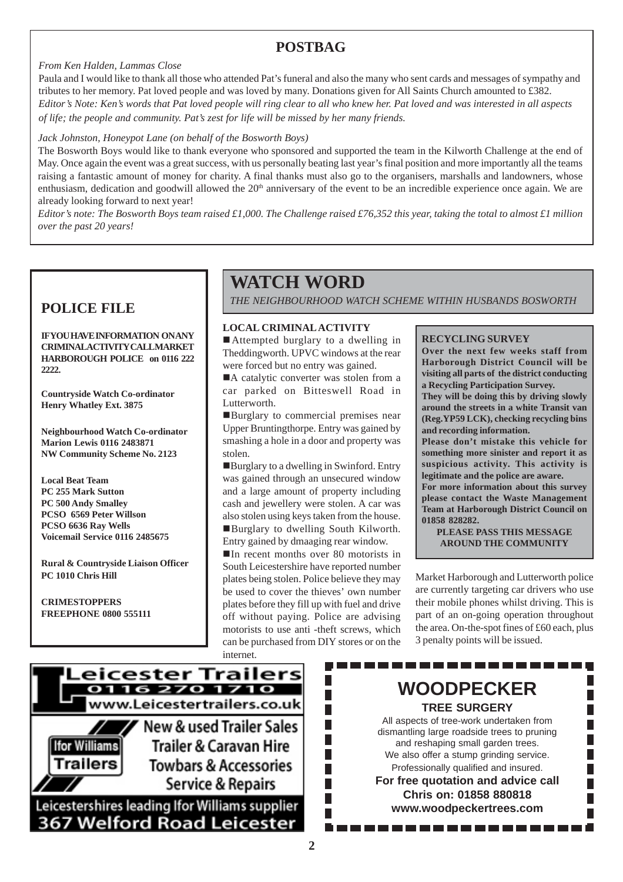## POSTBAG

*From Ken Halden, Lammas Close*

Paula and I would like to thank all those who attended Pat's funeral and also the many who sent cards and messages of sympathy and tributes to her memory. Pat loved people and was loved by many. Donations given for All Saints Church amounted to £382.

*Editor's Note: Ken's words that Pat loved people will ring clear to all who knew her. Pat loved and was interested in all aspects of life; the people and community. Pat's zest for life will be missed by her many friends.*

*Jack Johnston, Honeypot Lane (on behalf of the Bosworth Boys)*

The Bosworth Boys would like to thank everyone who sponsored and supported the team in the Kilworth Challenge at the end of May. Once again the event was a great success, with us personally beating last year's final position and more importantly all the teams raising a fantastic amount of money for charity. A final thanks must also go to the organisers, marshalls and landowners, whose enthusiasm, dedication and goodwill allowed the 20th anniversary of the event to be an incredible experience once again. We are already looking forward to next year!

*Editor's note: The Bosworth Boys team raised £1,000. The Challenge raised £76,352 this year, taking the total to almost £1 million over the past 20 years!*

## POLICE FILE

**IF YOU HAVE INFORMATION ON ANY CRIMINAL ACTIVITY CALL MARKET HARBOROUGH POLICE on 0116 222 2222.**

**Countryside Watch Co-ordinator**
**Henry Whatley Ext. 3875**

**Neighbourhood Watch Co-ordinator**
**Marion Lewis 0116 2483871**
**NW Community Scheme No. 2123**

**Local Beat Team**
**PC 255 Mark Sutton**
**PC 500 Andy Smalley**
**PCSO 6569 Peter Willson**
**PCSO 6636 Ray Wells**
**Voicemail Service 0116 2485675**

**Rural & Countryside Liaison Officer**
**PC 1010 Chris Hill**

**CRIMESTOPPERS**
**FREEPHONE 0800 555111**

# WATCH WORD

*THE NEIGHBOURHOOD WATCH SCHEME WITHIN HUSBANDS BOSWORTH*

### LOCAL CRIMINAL ACTIVITY

- Attempted burglary to a dwelling in Theddingworth. UPVC windows at the rear were forced but no entry was gained.
- A catalytic converter was stolen from a car parked on Bitteswell Road in Lutterworth.
- Burglary to commercial premises near Upper Bruntingthorpe. Entry was gained by smashing a hole in a door and property was stolen.
- Burglary to a dwelling in Swinford. Entry was gained through an unsecured window and a large amount of property including cash and jewellery were stolen. A car was also stolen using keys taken from the house.
- Burglary to dwelling South Kilworth. Entry gained by dmaaging rear window.
- In recent months over 80 motorists in South Leicestershire have reported number plates being stolen. Police believe they may be used to cover the thieves' own number plates before they fill up with fuel and drive off without paying. Police are advising motorists to use anti -theft screws, which can be purchased from DIY stores or on the internet.

### RECYCLING SURVEY

**Over the next few weeks staff from Harborough District Council will be visiting all parts of the district conducting a Recycling Participation Survey.**

**They will be doing this by driving slowly around the streets in a white Transit van (Reg.YP59 LCK), checking recycling bins and recording information.**

**Please don't mistake this vehicle for something more sinister and report it as suspicious activity. This activity is legitimate and the police are aware.**

**For more information about this survey please contact the Waste Management Team at Harborough District Council on 01858 828282.**

**PLEASE PASS THIS MESSAGE AROUND THE COMMUNITY**

Market Harborough and Lutterworth police are currently targeting car drivers who use their mobile phones whilst driving. This is part of an on-going operation throughout the area. On-the-spot fines of £60 each, plus 3 penalty points will be issued.

**Leicester Trailers**
**0116 270 1710**
**www.Leicestertrailers.co.uk**

Ifor Williams Trailers

New & used Trailer Sales
Trailer & Caravan Hire
Towbars & Accessories
Service & Repairs

Leicestershires leading Ifor Williams supplier
**367 Welford Road Leicester**

## WOODPECKER

**TREE SURGERY**

All aspects of tree-work undertaken from dismantling large roadside trees to pruning and reshaping small garden trees.
We also offer a stump grinding service.
Professionally qualified and insured.

**For free quotation and advice call**
**Chris on: 01858 880818**
**www.woodpeckertrees.com**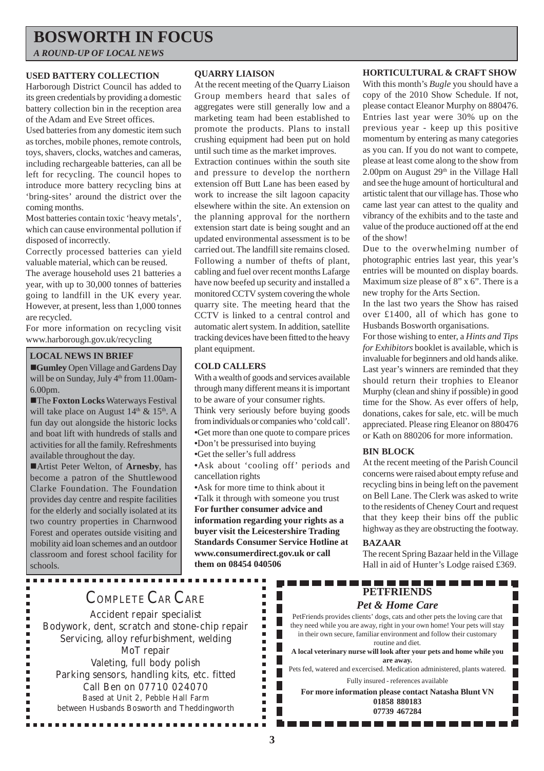# BOSWORTH IN FOCUS

*A ROUND-UP OF LOCAL NEWS*

### USED BATTERY COLLECTION

Harborough District Council has added to its green credentials by providing a domestic battery collection bin in the reception area of the Adam and Eve Street offices.

Used batteries from any domestic item such as torches, mobile phones, remote controls, toys, shavers, clocks, watches and cameras, including rechargeable batteries, can all be left for recycling. The council hopes to introduce more battery recycling bins at 'bring-sites' around the district over the coming months.

Most batteries contain toxic 'heavy metals', which can cause environmental pollution if disposed of incorrectly.

Correctly processed batteries can yield valuable material, which can be reused.

The average household uses 21 batteries a year, with up to 30,000 tonnes of batteries going to landfill in the UK every year. However, at present, less than 1,000 tonnes are recycled.

For more information on recycling visit www.harborough.gov.uk/recycling

### LOCAL NEWS IN BRIEF

■**Gumley** Open Village and Gardens Day will be on Sunday, July 4th from 11.00am-6.00pm.

■The **Foxton Locks** Waterways Festival will take place on August 14th & 15th. A fun day out alongside the historic locks and boat lift with hundreds of stalls and activities for all the family. Refreshments available throughout the day.

■Artist Peter Welton, of **Arnesby**, has become a patron of the Shuttlewood Clarke Foundation. The Foundation provides day centre and respite facilities for the elderly and socially isolated at its two country properties in Charnwood Forest and operates outside visiting and mobility aid loan schemes and an outdoor classroom and forest school facility for schools.

### QUARRY LIAISON

At the recent meeting of the Quarry Liaison Group members heard that sales of aggregates were still generally low and a marketing team had been established to promote the products. Plans to install crushing equipment had been put on hold until such time as the market improves.

Extraction continues within the south site and pressure to develop the northern extension off Butt Lane has been eased by work to increase the silt lagoon capacity elsewhere within the site. An extension on the planning approval for the northern extension start date is being sought and an updated environmental assessment is to be carried out. The landfill site remains closed. Following a number of thefts of plant, cabling and fuel over recent months Lafarge have now beefed up security and installed a monitored CCTV system covering the whole quarry site. The meeting heard that the CCTV is linked to a central control and automatic alert system. In addition, satellite tracking devices have been fitted to the heavy plant equipment.

### COLD CALLERS

With a wealth of goods and services available through many different means it is important to be aware of your consumer rights.

Think very seriously before buying goods from individuals or companies who 'cold call'.

- Get more than one quote to compare prices
- Don't be pressurised into buying
- Get the seller's full address
- Ask about 'cooling off' periods and cancellation rights
- Ask for more time to think about it
- Talk it through with someone you trust

**For further consumer advice and information regarding your rights as a buyer visit the Leicestershire Trading Standards Consumer Service Hotline at www.consumerdirect.gov.uk or call them on 08454 040506**

### HORTICULTURAL & CRAFT SHOW

With this month's *Bugle* you should have a copy of the 2010 Show Schedule. If not, please contact Eleanor Murphy on 880476. Entries last year were 30% up on the previous year - keep up this positive momentum by entering as many categories as you can. If you do not want to compete, please at least come along to the show from 2.00pm on August 29th in the Village Hall and see the huge amount of horticultural and artistic talent that our village has. Those who came last year can attest to the quality and vibrancy of the exhibits and to the taste and value of the produce auctioned off at the end of the show!

Due to the overwhelming number of photographic entries last year, this year's entries will be mounted on display boards. Maximum size please of 8" x 6". There is a new trophy for the Arts Section.

In the last two years the Show has raised over £1400, all of which has gone to Husbands Bosworth organisations.

For those wishing to enter, a *Hints and Tips for Exhibitors* booklet is available, which is invaluable for beginners and old hands alike. Last year's winners are reminded that they should return their trophies to Eleanor Murphy (clean and shiny if possible) in good time for the Show. As ever offers of help, donations, cakes for sale, etc. will be much appreciated. Please ring Eleanor on 880476 or Kath on 880206 for more information.

### BIN BLOCK

At the recent meeting of the Parish Council concerns were raised about empty refuse and recycling bins in being left on the pavement on Bell Lane. The Clerk was asked to write to the residents of Cheney Court and request that they keep their bins off the public highway as they are obstructing the footway.

### BAZAAR

The recent Spring Bazaar held in the Village Hall in aid of Hunter's Lodge raised £369.

---

## COMPLETE CAR CARE

Accident repair specialist
Bodywork, dent, scratch and stone-chip repair
Servicing, alloy refurbishment, welding
MoT repair
Valeting, full body polish
Parking sensors, handling kits, etc. fitted
Call Ben on 07710 024070
Based at Unit 2, Pebble Hall Farm
between Husbands Bosworth and Theddingworth

---

## PETFRIENDS

*Pet & Home Care*

PetFriends provides clients' dogs, cats and other pets the loving care that they need while you are away, right in your own home! Your pets will stay in their own secure, familiar environment and follow their customary routine and diet.

**A local veterinary nurse will look after your pets and home while you are away.**

Pets fed, watered and excercised. Medication administered, plants watered.

Fully insured - references available

**For more information please contact Natasha Blunt VN**
**01858 880183**
**07739 467284**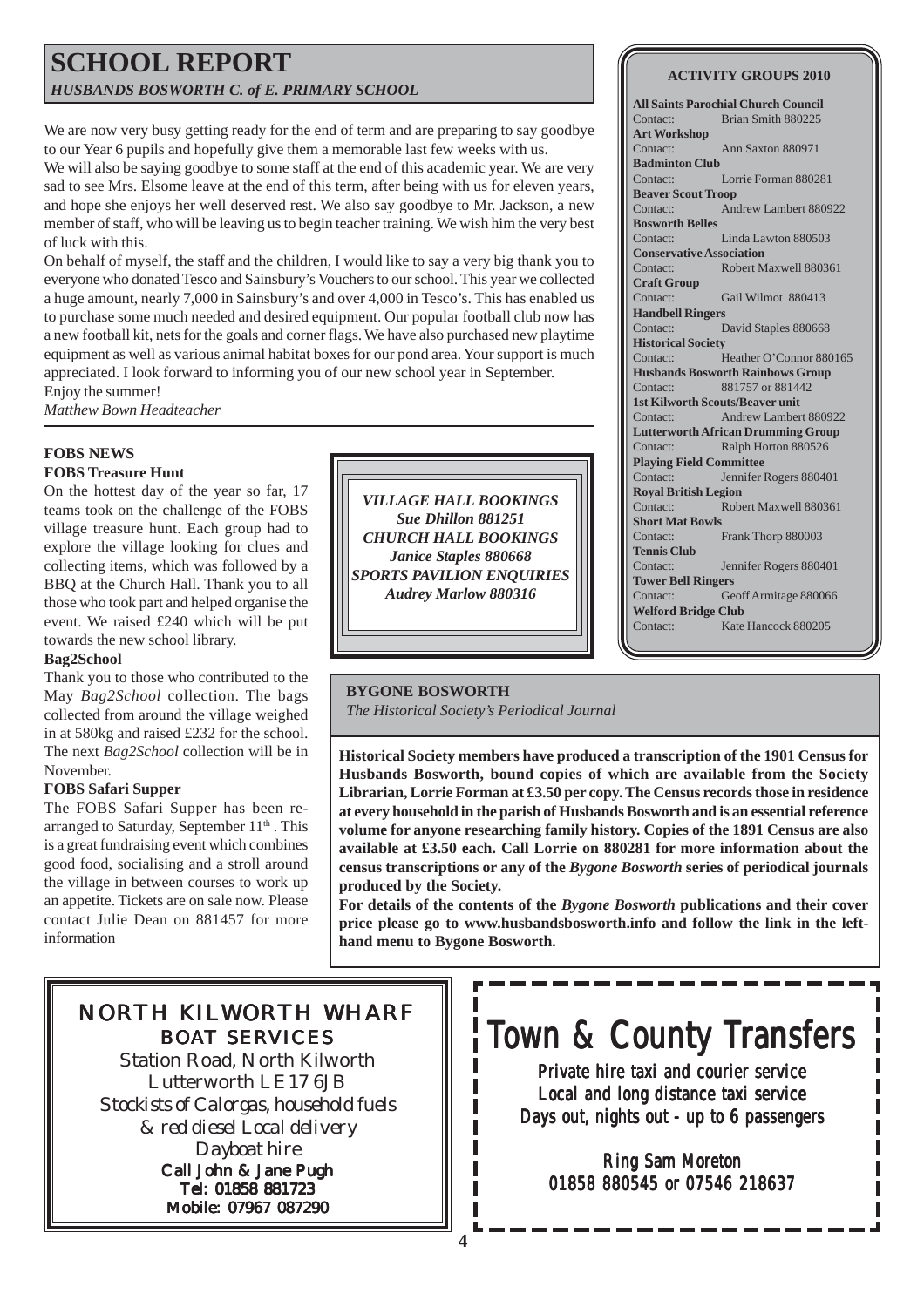# SCHOOL REPORT

*HUSBANDS BOSWORTH C. of E. PRIMARY SCHOOL*

We are now very busy getting ready for the end of term and are preparing to say goodbye to our Year 6 pupils and hopefully give them a memorable last few weeks with us.

We will also be saying goodbye to some staff at the end of this academic year. We are very sad to see Mrs. Elsome leave at the end of this term, after being with us for eleven years, and hope she enjoys her well deserved rest. We also say goodbye to Mr. Jackson, a new member of staff, who will be leaving us to begin teacher training. We wish him the very best of luck with this.

On behalf of myself, the staff and the children, I would like to say a very big thank you to everyone who donated Tesco and Sainsbury's Vouchers to our school. This year we collected a huge amount, nearly 7,000 in Sainsbury's and over 4,000 in Tesco's. This has enabled us to purchase some much needed and desired equipment. Our popular football club now has a new football kit, nets for the goals and corner flags. We have also purchased new playtime equipment as well as various animal habitat boxes for our pond area. Your support is much appreciated. I look forward to informing you of our new school year in September.

Enjoy the summer!

*Matthew Bown Headteacher*

## FOBS NEWS

### FOBS Treasure Hunt

On the hottest day of the year so far, 17 teams took on the challenge of the FOBS village treasure hunt. Each group had to explore the village looking for clues and collecting items, which was followed by a BBQ at the Church Hall. Thank you to all those who took part and helped organise the event. We raised £240 which will be put towards the new school library.

### Bag2School

Thank you to those who contributed to the May *Bag2School* collection. The bags collected from around the village weighed in at 580kg and raised £232 for the school. The next *Bag2School* collection will be in November.

### FOBS Safari Supper

The FOBS Safari Supper has been re-arranged to Saturday, September 11th . This is a great fundraising event which combines good food, socialising and a stroll around the village in between courses to work up an appetite. Tickets are on sale now. Please contact Julie Dean on 881457 for more information

***VILLAGE HALL BOOKINGS***
***Sue Dhillon 881251***
***CHURCH HALL BOOKINGS***
***Janice Staples 880668***
***SPORTS PAVILION ENQUIRIES***
***Audrey Marlow 880316***

## ACTIVITY GROUPS 2010

**All Saints Parochial Church Council**
Contact: Brian Smith 880225

**Art Workshop**
Contact: Ann Saxton 880971

**Badminton Club**
Contact: Lorrie Forman 880281

**Beaver Scout Troop**
Contact: Andrew Lambert 880922

**Bosworth Belles**
Contact: Linda Lawton 880503

**Conservative Association**
Contact: Robert Maxwell 880361

**Craft Group**
Contact: Gail Wilmot 880413

**Handbell Ringers**
Contact: David Staples 880668

**Historical Society**
Contact: Heather O'Connor 880165

**Husbands Bosworth Rainbows Group**
Contact: 881757 or 881442

**1st Kilworth Scouts/Beaver unit**
Contact: Andrew Lambert 880922

**Lutterworth African Drumming Group**
Contact: Ralph Horton 880526

**Playing Field Committee**
Contact: Jennifer Rogers 880401

**Royal British Legion**
Contact: Robert Maxwell 880361

**Short Mat Bowls**
Contact: Frank Thorp 880003

**Tennis Club**
Contact: Jennifer Rogers 880401

**Tower Bell Ringers**
Contact: Geoff Armitage 880066

**Welford Bridge Club**
Contact: Kate Hancock 880205

## BYGONE BOSWORTH

*The Historical Society's Periodical Journal*

**Historical Society members have produced a transcription of the 1901 Census for Husbands Bosworth, bound copies of which are available from the Society Librarian, Lorrie Forman at £3.50 per copy. The Census records those in residence at every household in the parish of Husbands Bosworth and is an essential reference volume for anyone researching family history. Copies of the 1891 Census are also available at £3.50 each. Call Lorrie on 880281 for more information about the census transcriptions or any of the *Bygone Bosworth* series of periodical journals produced by the Society.**

**For details of the contents of the *Bygone Bosworth* publications and their cover price please go to www.husbandsbosworth.info and follow the link in the left-hand menu to Bygone Bosworth.**

## NORTH KILWORTH WHARF
**BOAT SERVICES**

Station Road, North Kilworth
Lutterworth LE17 6JB
*Stockists of Calorgas, household fuels & red diesel Local delivery*
*Dayboat hire*
**Call John & Jane Pugh**
**Tel: 01858 881723**
**Mobile: 07967 087290**

## Town & County Transfers

Private hire taxi and courier service
Local and long distance taxi service
Days out, nights out - up to 6 passengers

Ring Sam Moreton
01858 880545 or 07546 218637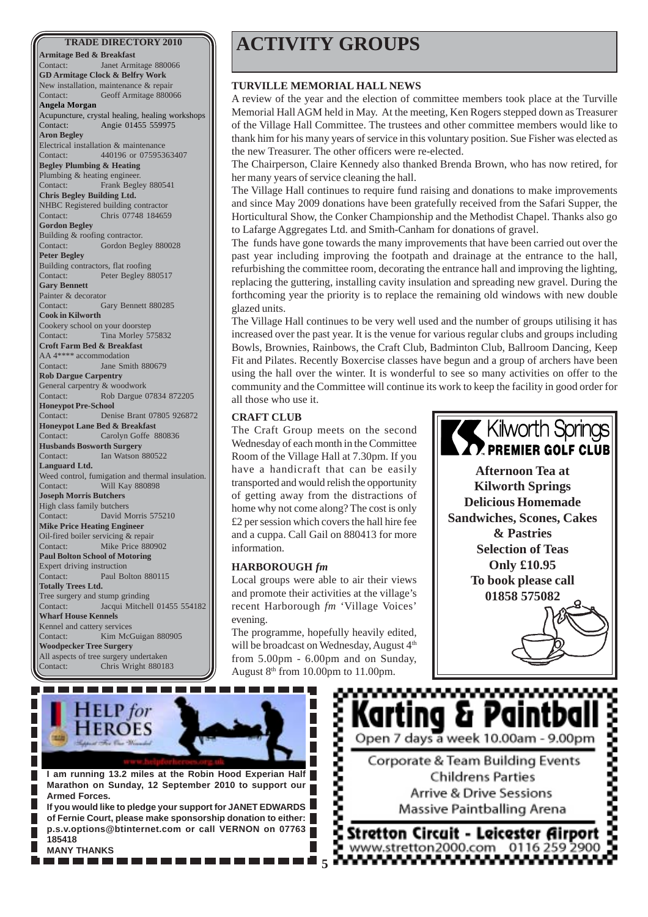# ACTIVITY GROUPS

### TURVILLE MEMORIAL HALL NEWS

A review of the year and the election of committee members took place at the Turville Memorial Hall AGM held in May. At the meeting, Ken Rogers stepped down as Treasurer of the Village Hall Committee. The trustees and other committee members would like to thank him for his many years of service in this voluntary position. Sue Fisher was elected as the new Treasurer. The other officers were re-elected.

The Chairperson, Claire Kennedy also thanked Brenda Brown, who has now retired, for her many years of service cleaning the hall.

The Village Hall continues to require fund raising and donations to make improvements and since May 2009 donations have been gratefully received from the Safari Supper, the Horticultural Show, the Conker Championship and the Methodist Chapel. Thanks also go to Lafarge Aggregates Ltd. and Smith-Canham for donations of gravel.

The funds have gone towards the many improvements that have been carried out over the past year including improving the footpath and drainage at the entrance to the hall, refurbishing the committee room, decorating the entrance hall and improving the lighting, replacing the guttering, installing cavity insulation and spreading new gravel. During the forthcoming year the priority is to replace the remaining old windows with new double glazed units.

The Village Hall continues to be very well used and the number of groups utilising it has increased over the past year. It is the venue for various regular clubs and groups including Bowls, Brownies, Rainbows, the Craft Club, Badminton Club, Ballroom Dancing, Keep Fit and Pilates. Recently Boxercise classes have begun and a group of archers have been using the hall over the winter. It is wonderful to see so many activities on offer to the community and the Committee will continue its work to keep the facility in good order for all those who use it.

### CRAFT CLUB

The Craft Group meets on the second Wednesday of each month in the Committee Room of the Village Hall at 7.30pm. If you have a handicraft that can be easily transported and would relish the opportunity of getting away from the distractions of home why not come along? The cost is only £2 per session which covers the hall hire fee and a cuppa. Call Gail on 880413 for more information.

### HARBOROUGH *fm*

Local groups were able to air their views and promote their activities at the village's recent Harborough *fm* 'Village Voices' evening.

The programme, hopefully heavily edited, will be broadcast on Wednesday, August 4th from 5.00pm - 6.00pm and on Sunday, August 8th from 10.00pm to 11.00pm.

---

**TRADE DIRECTORY 2010**

**Armitage Bed & Breakfast**
Contact: Janet Armitage 880066

**GD Armitage Clock & Belfry Work**
New installation, maintenance & repair
Contact: Geoff Armitage 880066

**Angela Morgan**
Acupuncture, crystal healing, healing workshops
Contact: Angie 01455 559975

**Aron Begley**
Electrical installation & maintenance
Contact: 440196 or 07595363407

**Begley Plumbing & Heating**
Plumbing & heating engineer.
Contact: Frank Begley 880541

**Chris Begley Building Ltd.**
NHBC Registered building contractor
Contact: Chris 07748 184659

**Gordon Begley**
Building & roofing contractor.
Contact: Gordon Begley 880028

**Peter Begley**
Building contractors, flat roofing
Contact: Peter Begley 880517

**Gary Bennett**
Painter & decorator
Contact: Gary Bennett 880285

**Cook in Kilworth**
Cookery school on your doorstep
Contact: Tina Morley 575832

**Croft Farm Bed & Breakfast**
AA 4**** accommodation
Contact: Jane Smith 880679

**Rob Dargue Carpentry**
General carpentry & woodwork
Contact: Rob Dargue 07834 872205

**Honeypot Pre-School**
Contact: Denise Brant 07805 926872

**Honeypot Lane Bed & Breakfast**
Contact: Carolyn Goffe 880836

**Husbands Bosworth Surgery**
Contact: Ian Watson 880522

**Languard Ltd.**
Weed control, fumigation and thermal insulation.
Contact: Will Kay 880898

**Joseph Morris Butchers**
High class family butchers
Contact: David Morris 575210

**Mike Price Heating Engineer**
Oil-fired boiler servicing & repair
Contact: Mike Price 880902

**Paul Bolton School of Motoring**
Expert driving instruction
Contact: Paul Bolton 880115

**Totally Trees Ltd.**
Tree surgery and stump grinding
Contact: Jacqui Mitchell 01455 554182

**Wharf House Kennels**
Kennel and cattery services
Contact: Kim McGuigan 880905

**Woodpecker Tree Surgery**
All aspects of tree surgery undertaken
Contact: Chris Wright 880183

---

**Kilworth Springs PREMIER GOLF CLUB**

**Afternoon Tea at Kilworth Springs**
**Delicious Homemade Sandwiches, Scones, Cakes & Pastries**
**Selection of Teas**
**Only £10.95**
**To book please call 01858 575082**

---

HELP *for* HEROES
Support For Our Wounded
www.helpforheroes.org.uk

**I am running 13.2 miles at the Robin Hood Experian Half Marathon on Sunday, 12 September 2010 to support our Armed Forces.**
**If you would like to pledge your support for JANET EDWARDS of Fernie Court, please make sponsorship donation to either: p.s.v.options@btinternet.com or call VERNON on 07763 185418**
**MANY THANKS**

---

**Karting & Paintball**
Open 7 days a week 10.00am - 9.00pm

Corporate & Team Building Events
Childrens Parties
Arrive & Drive Sessions
Massive Paintballing Arena

**Stretton Circuit - Leicester Airport**
www.stretton2000.com 0116 259 2900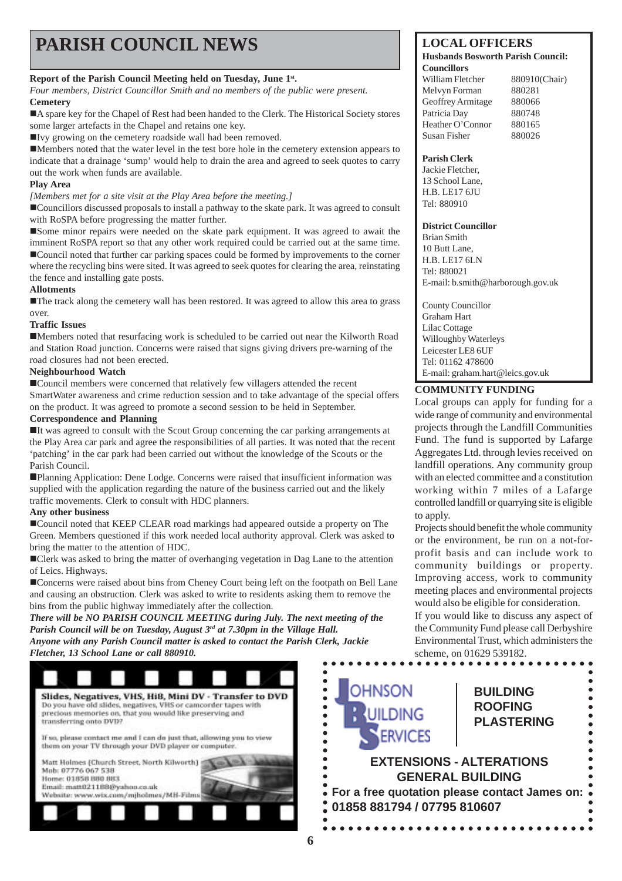# PARISH COUNCIL NEWS

**Report of the Parish Council Meeting held on Tuesday, June 1st.**

*Four members, District Councillor Smith and no members of the public were present.*

**Cemetery**

- A spare key for the Chapel of Rest had been handed to the Clerk. The Historical Society stores some larger artefacts in the Chapel and retains one key.
- Ivy growing on the cemetery roadside wall had been removed.
- Members noted that the water level in the test bore hole in the cemetery extension appears to indicate that a drainage 'sump' would help to drain the area and agreed to seek quotes to carry out the work when funds are available.

**Play Area**

*[Members met for a site visit at the Play Area before the meeting.]*

- Councillors discussed proposals to install a pathway to the skate park. It was agreed to consult with RoSPA before progressing the matter further.
- Some minor repairs were needed on the skate park equipment. It was agreed to await the imminent RoSPA report so that any other work required could be carried out at the same time.
- Council noted that further car parking spaces could be formed by improvements to the corner where the recycling bins were sited. It was agreed to seek quotes for clearing the area, reinstating the fence and installing gate posts.

**Allotments**

- The track along the cemetery wall has been restored. It was agreed to allow this area to grass over.

**Traffic Issues**

- Members noted that resurfacing work is scheduled to be carried out near the Kilworth Road and Station Road junction. Concerns were raised that signs giving drivers pre-warning of the road closures had not been erected.

**Neighbourhood Watch**

- Council members were concerned that relatively few villagers attended the recent SmartWater awareness and crime reduction session and to take advantage of the special offers on the product. It was agreed to promote a second session to be held in September.

**Correspondence and Planning**

- It was agreed to consult with the Scout Group concerning the car parking arrangements at the Play Area car park and agree the responsibilities of all parties. It was noted that the recent 'patching' in the car park had been carried out without the knowledge of the Scouts or the Parish Council.
- Planning Application: Dene Lodge. Concerns were raised that insufficient information was supplied with the application regarding the nature of the business carried out and the likely traffic movements. Clerk to consult with HDC planners.

**Any other business**

- Council noted that KEEP CLEAR road markings had appeared outside a property on The Green. Members questioned if this work needed local authority approval. Clerk was asked to bring the matter to the attention of HDC.
- Clerk was asked to bring the matter of overhanging vegetation in Dag Lane to the attention of Leics. Highways.
- Concerns were raised about bins from Cheney Court being left on the footpath on Bell Lane and causing an obstruction. Clerk was asked to write to residents asking them to remove the bins from the public highway immediately after the collection.

***There will be NO PARISH COUNCIL MEETING during July. The next meeting of the Parish Council will be on Tuesday, August 3rd at 7.30pm in the Village Hall.***

***Anyone with any Parish Council matter is asked to contact the Parish Clerk, Jackie Fletcher, 13 School Lane or call 880910.***

**Slides, Negatives, VHS, Hi8, Mini DV - Transfer to DVD**

Do you have old slides, negatives, VHS or camcorder tapes with precious memories on, that you would like preserving and transferring onto DVD?

If so, please contact me and I can do just that, allowing you to view them on your TV through your DVD player or computer.

Matt Holmes (Church Street, North Kilworth)
Mob: 07776 067 538
Home: 01858 880 883
Email: matt021188@yahoo.co.uk
Website: www.wix.com/mjholmes/MH-Films

## LOCAL OFFICERS

**Husbands Bosworth Parish Council:**

**Councillors**

| Name | Tel |
|---|---|
| William Fletcher | 880910(Chair) |
| Melvyn Forman | 880281 |
| Geoffrey Armitage | 880066 |
| Patricia Day | 880748 |
| Heather O'Connor | 880165 |
| Susan Fisher | 880026 |

**Parish Clerk**
Jackie Fletcher,
13 School Lane,
H.B. LE17 6JU
Tel: 880910

**District Councillor**
Brian Smith
10 Butt Lane,
H.B. LE17 6LN
Tel: 880021
E-mail: b.smith@harborough.gov.uk

County Councillor
Graham Hart
Lilac Cottage
Willoughby Waterleys
Leicester LE8 6UF
Tel: 01162 478600
E-mail: graham.hart@leics.gov.uk

## COMMUNITY FUNDING

Local groups can apply for funding for a wide range of community and environmental projects through the Landfill Communities Fund. The fund is supported by Lafarge Aggregates Ltd. through levies received on landfill operations. Any community group with an elected committee and a constitution working within 7 miles of a Lafarge controlled landfill or quarrying site is eligible to apply.

Projects should benefit the whole community or the environment, be run on a not-for-profit basis and can include work to community buildings or property. Improving access, work to community meeting places and environmental projects would also be eligible for consideration.

If you would like to discuss any aspect of the Community Fund please call Derbyshire Environmental Trust, which administers the scheme, on 01629 539182.

**JOHNSON BUILDING SERVICES**

**BUILDING**
**ROOFING**
**PLASTERING**

**EXTENSIONS - ALTERATIONS**
**GENERAL BUILDING**

**For a free quotation please contact James on: 01858 881794 / 07795 810607**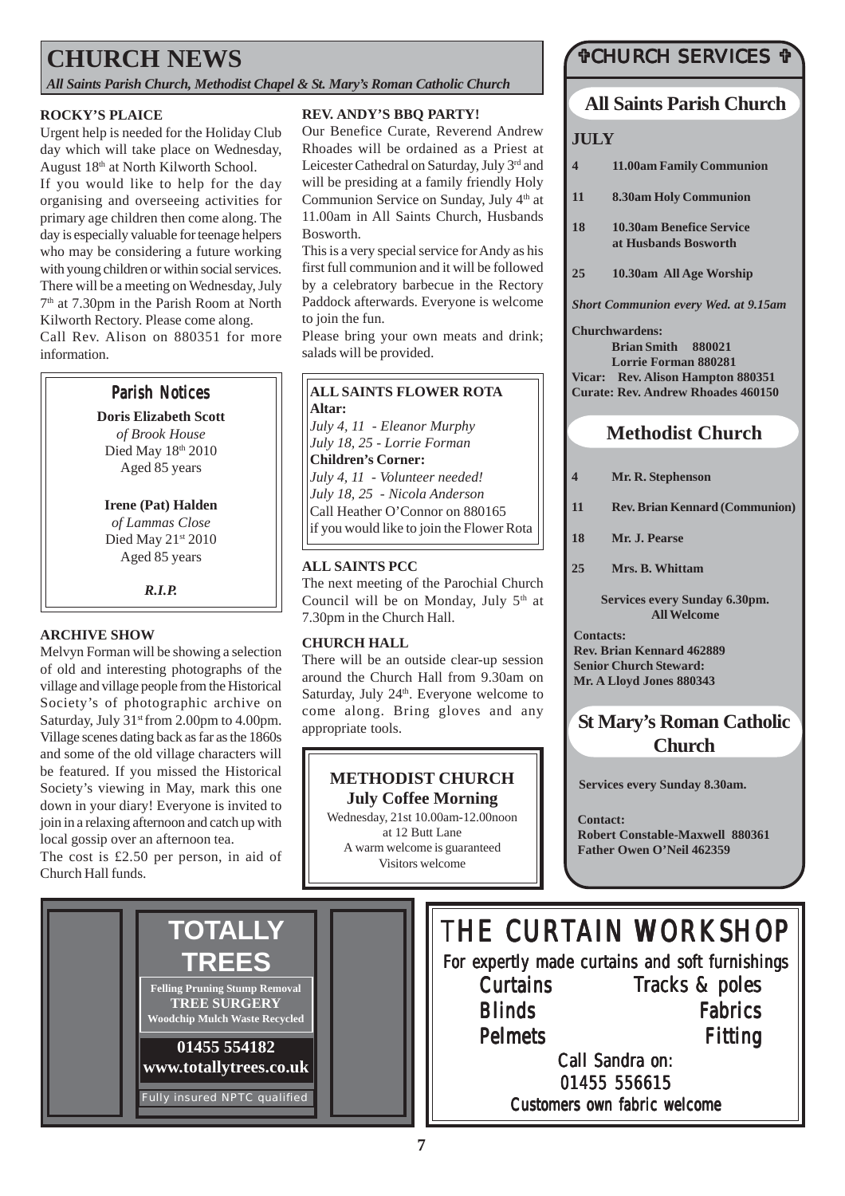# CHURCH NEWS

*All Saints Parish Church, Methodist Chapel & St. Mary's Roman Catholic Church*

### ROCKY'S PLAICE

Urgent help is needed for the Holiday Club day which will take place on Wednesday, August 18th at North Kilworth School.

If you would like to help for the day organising and overseeing activities for primary age children then come along. The day is especially valuable for teenage helpers who may be considering a future working with young children or within social services. There will be a meeting on Wednesday, July 7th at 7.30pm in the Parish Room at North Kilworth Rectory. Please come along.

Call Rev. Alison on 880351 for more information.

### Parish Notices

**Doris Elizabeth Scott**
*of Brook House*
Died May 18th 2010
Aged 85 years

**Irene (Pat) Halden**
*of Lammas Close*
Died May 21st 2010
Aged 85 years

***R.I.P.***

### ARCHIVE SHOW

Melvyn Forman will be showing a selection of old and interesting photographs of the village and village people from the Historical Society's of photographic archive on Saturday, July 31st from 2.00pm to 4.00pm. Village scenes dating back as far as the 1860s and some of the old village characters will be featured. If you missed the Historical Society's viewing in May, mark this one down in your diary! Everyone is invited to join in a relaxing afternoon and catch up with local gossip over an afternoon tea.

The cost is £2.50 per person, in aid of Church Hall funds.

### REV. ANDY'S BBQ PARTY!

Our Benefice Curate, Reverend Andrew Rhoades will be ordained as a Priest at Leicester Cathedral on Saturday, July 3rd and will be presiding at a family friendly Holy Communion Service on Sunday, July 4th at 11.00am in All Saints Church, Husbands Bosworth.

This is a very special service for Andy as his first full communion and it will be followed by a celebratory barbecue in the Rectory Paddock afterwards. Everyone is welcome to join the fun.

Please bring your own meats and drink; salads will be provided.

### ALL SAINTS FLOWER ROTA

**Altar:**
*July 4, 11 - Eleanor Murphy*
*July 18, 25 - Lorrie Forman*

**Children's Corner:**
*July 4, 11 - Volunteer needed!*
*July 18, 25 - Nicola Anderson*

Call Heather O'Connor on 880165 if you would like to join the Flower Rota

### ALL SAINTS PCC

The next meeting of the Parochial Church Council will be on Monday, July 5th at 7.30pm in the Church Hall.

### CHURCH HALL

There will be an outside clear-up session around the Church Hall from 9.30am on Saturday, July 24th. Everyone welcome to come along. Bring gloves and any appropriate tools.

### METHODIST CHURCH July Coffee Morning

Wednesday, 21st 10.00am-12.00noon
at 12 Butt Lane
A warm welcome is guaranteed
Visitors welcome

## ✞CHURCH SERVICES ✞

### All Saints Parish Church

**JULY**

| | |
|---|---|
| **4** | **11.00am Family Communion** |
| **11** | **8.30am Holy Communion** |
| **18** | **10.30am Benefice Service at Husbands Bosworth** |
| **25** | **10.30am All Age Worship** |

***Short Communion every Wed. at 9.15am***

**Churchwardens:**
**Brian Smith 880021**
**Lorrie Forman 880281**
**Vicar: Rev. Alison Hampton 880351**
**Curate: Rev. Andrew Rhoades 460150**

### Methodist Church

| | |
|---|---|
| **4** | **Mr. R. Stephenson** |
| **11** | **Rev. Brian Kennard (Communion)** |
| **18** | **Mr. J. Pearse** |
| **25** | **Mrs. B. Whittam** |

**Services every Sunday 6.30pm.**
**All Welcome**

**Contacts:**
**Rev. Brian Kennard 462889**
**Senior Church Steward:**
**Mr. A Lloyd Jones 880343**

### St Mary's Roman Catholic Church

**Services every Sunday 8.30am.**

**Contact:**
**Robert Constable-Maxwell 880361**
**Father Owen O'Neil 462359**

---

**TOTALLY TREES**

**Felling Pruning Stump Removal**
**TREE SURGERY**
**Woodchip Mulch Waste Recycled**

**01455 554182**
**www.totallytrees.co.uk**

Fully insured NPTC qualified

---

**THE CURTAIN WORKSHOP**

For expertly made curtains and soft furnishings

Curtains — Tracks & poles
Blinds — Fabrics
Pelmets — Fitting

Call Sandra on:
01455 556615
Customers own fabric welcome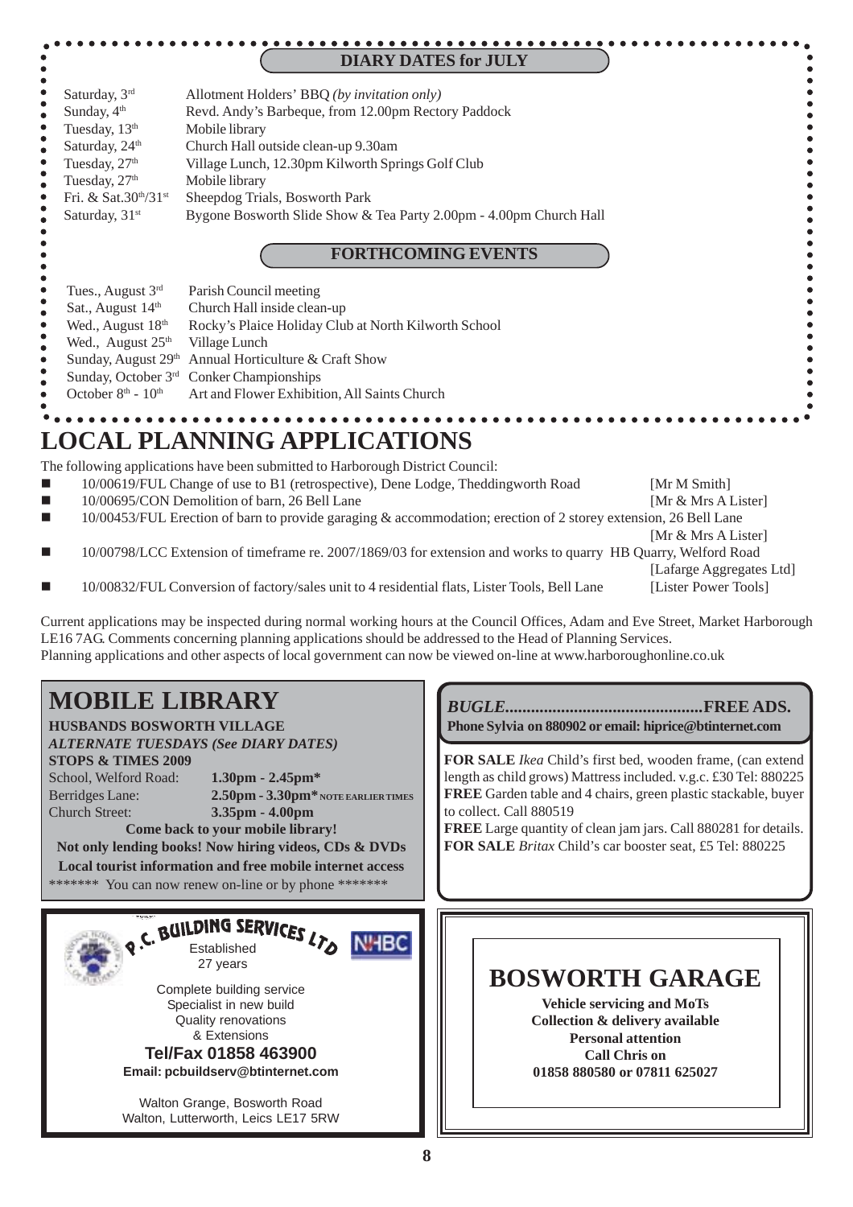## DIARY DATES for JULY

| | |
|---|---|
| Saturday, 3rd | Allotment Holders' BBQ *(by invitation only)* |
| Sunday, 4th | Revd. Andy's Barbeque, from 12.00pm Rectory Paddock |
| Tuesday, 13th | Mobile library |
| Saturday, 24th | Church Hall outside clean-up 9.30am |
| Tuesday, 27th | Village Lunch, 12.30pm Kilworth Springs Golf Club |
| Tuesday, 27th | Mobile library |
| Fri. & Sat.30th/31st | Sheepdog Trials, Bosworth Park |
| Saturday, 31st | Bygone Bosworth Slide Show & Tea Party 2.00pm - 4.00pm Church Hall |

## FORTHCOMING EVENTS

| | |
|---|---|
| Tues., August 3rd | Parish Council meeting |
| Sat., August 14th | Church Hall inside clean-up |
| Wed., August 18th | Rocky's Plaice Holiday Club at North Kilworth School |
| Wed., August 25th | Village Lunch |
| Sunday, August 29th | Annual Horticulture & Craft Show |
| Sunday, October 3rd | Conker Championships |
| October 8th - 10th | Art and Flower Exhibition, All Saints Church |

# LOCAL PLANNING APPLICATIONS

The following applications have been submitted to Harborough District Council:

- 10/00619/FUL Change of use to B1 (retrospective), Dene Lodge, Theddingworth Road [Mr M Smith]
- 10/00695/CON Demolition of barn, 26 Bell Lane [Mr & Mrs A Lister]
- 10/00453/FUL Erection of barn to provide garaging & accommodation; erection of 2 storey extension, 26 Bell Lane [Mr & Mrs A Lister]
- 10/00798/LCC Extension of timeframe re. 2007/1869/03 for extension and works to quarry HB Quarry, Welford Road [Lafarge Aggregates Ltd]
- 10/00832/FUL Conversion of factory/sales unit to 4 residential flats, Lister Tools, Bell Lane [Lister Power Tools]

Current applications may be inspected during normal working hours at the Council Offices, Adam and Eve Street, Market Harborough LE16 7AG. Comments concerning planning applications should be addressed to the Head of Planning Services.
Planning applications and other aspects of local government can now be viewed on-line at www.harboroughonline.co.uk

# MOBILE LIBRARY

**HUSBANDS BOSWORTH VILLAGE**
***ALTERNATE TUESDAYS (See DIARY DATES)***
**STOPS & TIMES 2009**

| | |
|---|---|
| School, Welford Road: | **1.30pm - 2.45pm*** |
| Berridges Lane: | **2.50pm - 3.30pm*** NOTE EARLIER TIMES |
| Church Street: | **3.35pm - 4.00pm** |

**Come back to your mobile library!**
**Not only lending books! Now hiring videos, CDs & DVDs**
**Local tourist information and free mobile internet access**
******* You can now renew on-line or by phone *******

***BUGLE*.............................................FREE ADS.**
**Phone Sylvia on 880902 or email: hiprice@btinternet.com**

**FOR SALE** *Ikea* Child's first bed, wooden frame, (can extend length as child grows) Mattress included. v.g.c. £30 Tel: 880225
**FREE** Garden table and 4 chairs, green plastic stackable, buyer to collect. Call 880519
**FREE** Large quantity of clean jam jars. Call 880281 for details.
**FOR SALE** *Britax* Child's car booster seat, £5 Tel: 880225

**P.C. BUILDING SERVICES LTD**
Established 27 years
NHBC

Complete building service
Specialist in new build
Quality renovations
& Extensions
**Tel/Fax 01858 463900**
**Email: pcbuildserv@btinternet.com**

Walton Grange, Bosworth Road
Walton, Lutterworth, Leics LE17 5RW

## BOSWORTH GARAGE

**Vehicle servicing and MoTs**
**Collection & delivery available**
**Personal attention**
**Call Chris on**
**01858 880580 or 07811 625027**